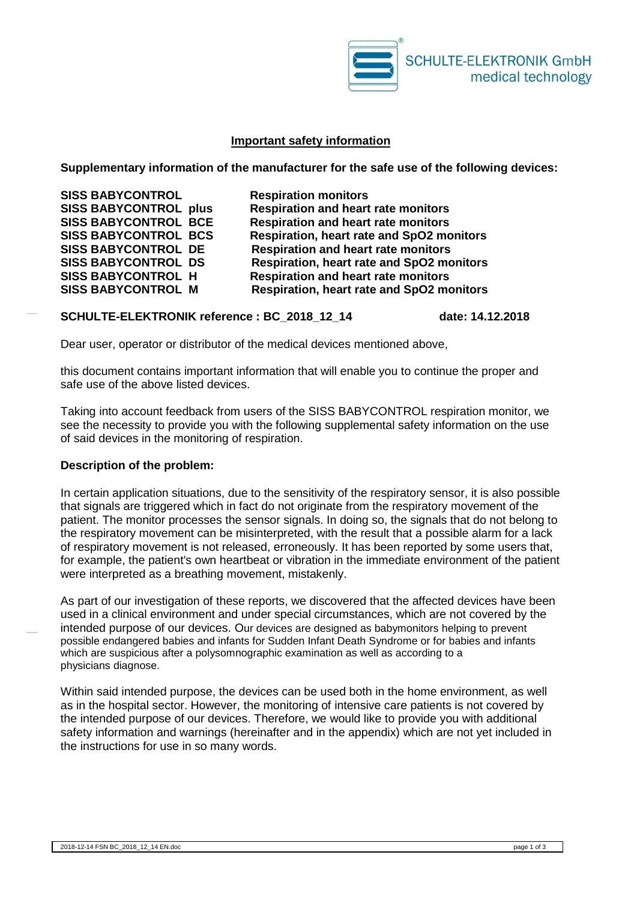SCHULTE-ELEKTRONIK GmbH
medical technology

## Important safety information

**Supplementary information of the manufacturer for the safe use of the following devices:**

| | |
|---|---|
| **SISS BABYCONTROL** | **Respiration monitors** |
| **SISS BABYCONTROL plus** | **Respiration and heart rate monitors** |
| **SISS BABYCONTROL BCE** | **Respiration and heart rate monitors** |
| **SISS BABYCONTROL BCS** | **Respiration, heart rate and SpO2 monitors** |
| **SISS BABYCONTROL DE** | **Respiration and heart rate monitors** |
| **SISS BABYCONTROL DS** | **Respiration, heart rate and SpO2 monitors** |
| **SISS BABYCONTROL H** | **Respiration and heart rate monitors** |
| **SISS BABYCONTROL M** | **Respiration, heart rate and SpO2 monitors** |

**SCHULTE-ELEKTRONIK reference : BC_2018_12_14** **date: 14.12.2018**

Dear user, operator or distributor of the medical devices mentioned above,

this document contains important information that will enable you to continue the proper and safe use of the above listed devices.

Taking into account feedback from users of the SISS BABYCONTROL respiration monitor, we see the necessity to provide you with the following supplemental safety information on the use of said devices in the monitoring of respiration.

**Description of the problem:**

In certain application situations, due to the sensitivity of the respiratory sensor, it is also possible that signals are triggered which in fact do not originate from the respiratory movement of the patient. The monitor processes the sensor signals. In doing so, the signals that do not belong to the respiratory movement can be misinterpreted, with the result that a possible alarm for a lack of respiratory movement is not released, erroneously. It has been reported by some users that, for example, the patient's own heartbeat or vibration in the immediate environment of the patient were interpreted as a breathing movement, mistakenly.

As part of our investigation of these reports, we discovered that the affected devices have been used in a clinical environment and under special circumstances, which are not covered by the intended purpose of our devices. Our devices are designed as babymonitors helping to prevent possible endangered babies and infants for Sudden Infant Death Syndrome or for babies and infants which are suspicious after a polysomnographic examination as well as according to a physicians diagnose.

Within said intended purpose, the devices can be used both in the home environment, as well as in the hospital sector. However, the monitoring of intensive care patients is not covered by the intended purpose of our devices. Therefore, we would like to provide you with additional safety information and warnings (hereinafter and in the appendix) which are not yet included in the instructions for use in so many words.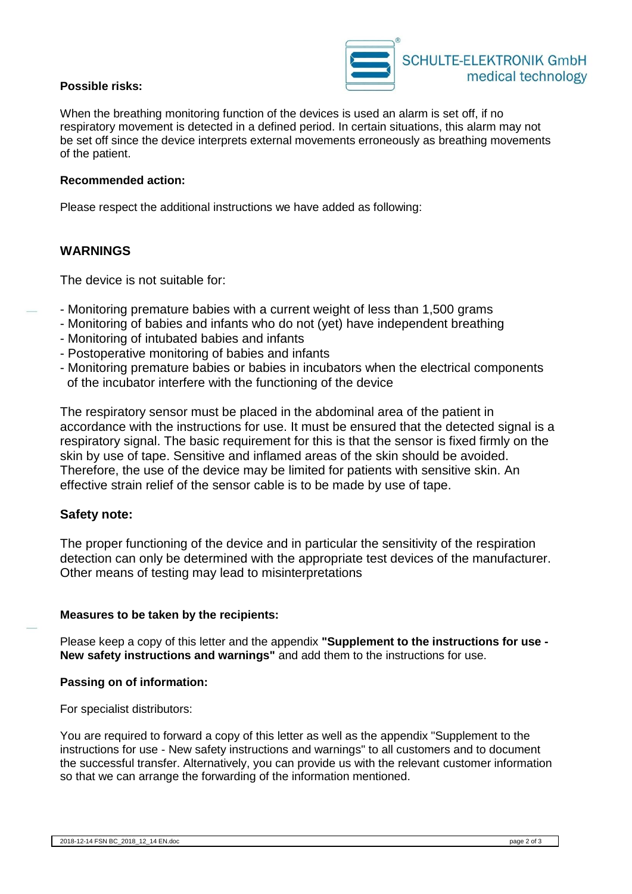**Possible risks:**

When the breathing monitoring function of the devices is used an alarm is set off, if no respiratory movement is detected in a defined period. In certain situations, this alarm may not be set off since the device interprets external movements erroneously as breathing movements of the patient.

**Recommended action:**

Please respect the additional instructions we have added as following:

## WARNINGS

The device is not suitable for:

- Monitoring premature babies with a current weight of less than 1,500 grams
- Monitoring of babies and infants who do not (yet) have independent breathing
- Monitoring of intubated babies and infants
- Postoperative monitoring of babies and infants
- Monitoring premature babies or babies in incubators when the electrical components of the incubator interfere with the functioning of the device

The respiratory sensor must be placed in the abdominal area of the patient in accordance with the instructions for use. It must be ensured that the detected signal is a respiratory signal. The basic requirement for this is that the sensor is fixed firmly on the skin by use of tape. Sensitive and inflamed areas of the skin should be avoided. Therefore, the use of the device may be limited for patients with sensitive skin. An effective strain relief of the sensor cable is to be made by use of tape.

### Safety note:

The proper functioning of the device and in particular the sensitivity of the respiration detection can only be determined with the appropriate test devices of the manufacturer. Other means of testing may lead to misinterpretations

**Measures to be taken by the recipients:**

Please keep a copy of this letter and the appendix **"Supplement to the instructions for use - New safety instructions and warnings"** and add them to the instructions for use.

**Passing on of information:**

For specialist distributors:

You are required to forward a copy of this letter as well as the appendix "Supplement to the instructions for use - New safety instructions and warnings" to all customers and to document the successful transfer. Alternatively, you can provide us with the relevant customer information so that we can arrange the forwarding of the information mentioned.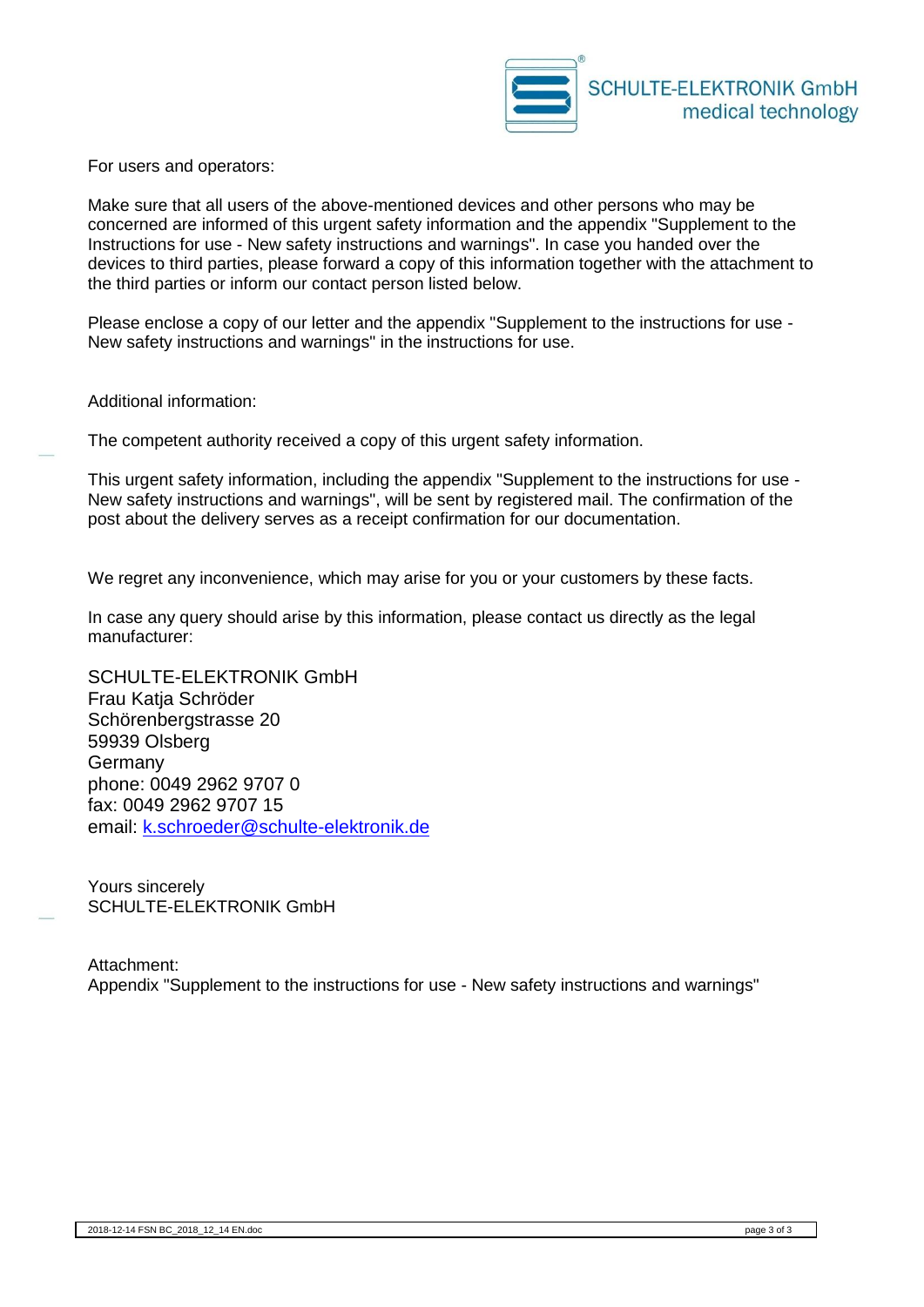For users and operators:

Make sure that all users of the above-mentioned devices and other persons who may be concerned are informed of this urgent safety information and the appendix "Supplement to the Instructions for use - New safety instructions and warnings". In case you handed over the devices to third parties, please forward a copy of this information together with the attachment to the third parties or inform our contact person listed below.

Please enclose a copy of our letter and the appendix "Supplement to the instructions for use - New safety instructions and warnings" in the instructions for use.

Additional information:

The competent authority received a copy of this urgent safety information.

This urgent safety information, including the appendix "Supplement to the instructions for use - New safety instructions and warnings", will be sent by registered mail. The confirmation of the post about the delivery serves as a receipt confirmation for our documentation.

We regret any inconvenience, which may arise for you or your customers by these facts.

In case any query should arise by this information, please contact us directly as the legal manufacturer:

SCHULTE-ELEKTRONIK GmbH  
Frau Katja Schröder  
Schörenbergstrasse 20  
59939 Olsberg  
Germany  
phone: 0049 2962 9707 0  
fax: 0049 2962 9707 15  
email: k.schroeder@schulte-elektronik.de

Yours sincerely  
SCHULTE-ELEKTRONIK GmbH

Attachment:  
Appendix "Supplement to the instructions for use - New safety instructions and warnings"